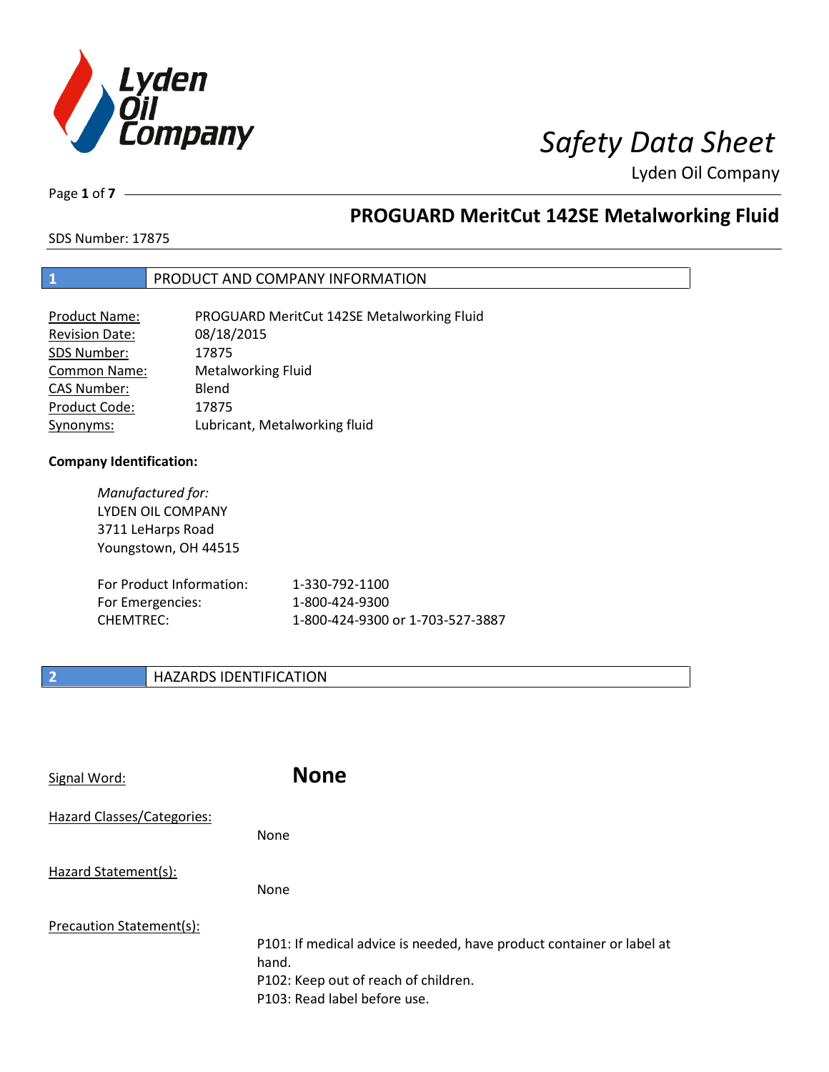# Safety Data Sheet

Lyden Oil Company

## PROGUARD MeritCut 142SE Metalworking Fluid

SDS Number: 17875

## 1 PRODUCT AND COMPANY INFORMATION

| | |
|---|---|
| Product Name: | PROGUARD MeritCut 142SE Metalworking Fluid |
| Revision Date: | 08/18/2015 |
| SDS Number: | 17875 |
| Common Name: | Metalworking Fluid |
| CAS Number: | Blend |
| Product Code: | 17875 |
| Synonyms: | Lubricant, Metalworking fluid |

**Company Identification:**

*Manufactured for:*
LYDEN OIL COMPANY
3711 LeHarps Road
Youngstown, OH 44515

| | |
|---|---|
| For Product Information: | 1-330-792-1100 |
| For Emergencies: | 1-800-424-9300 |
| CHEMTREC: | 1-800-424-9300 or 1-703-527-3887 |

## 2 HAZARDS IDENTIFICATION

Signal Word: **None**

Hazard Classes/Categories:

None

Hazard Statement(s):

None

Precaution Statement(s):

P101: If medical advice is needed, have product container or label at hand.
P102: Keep out of reach of children.
P103: Read label before use.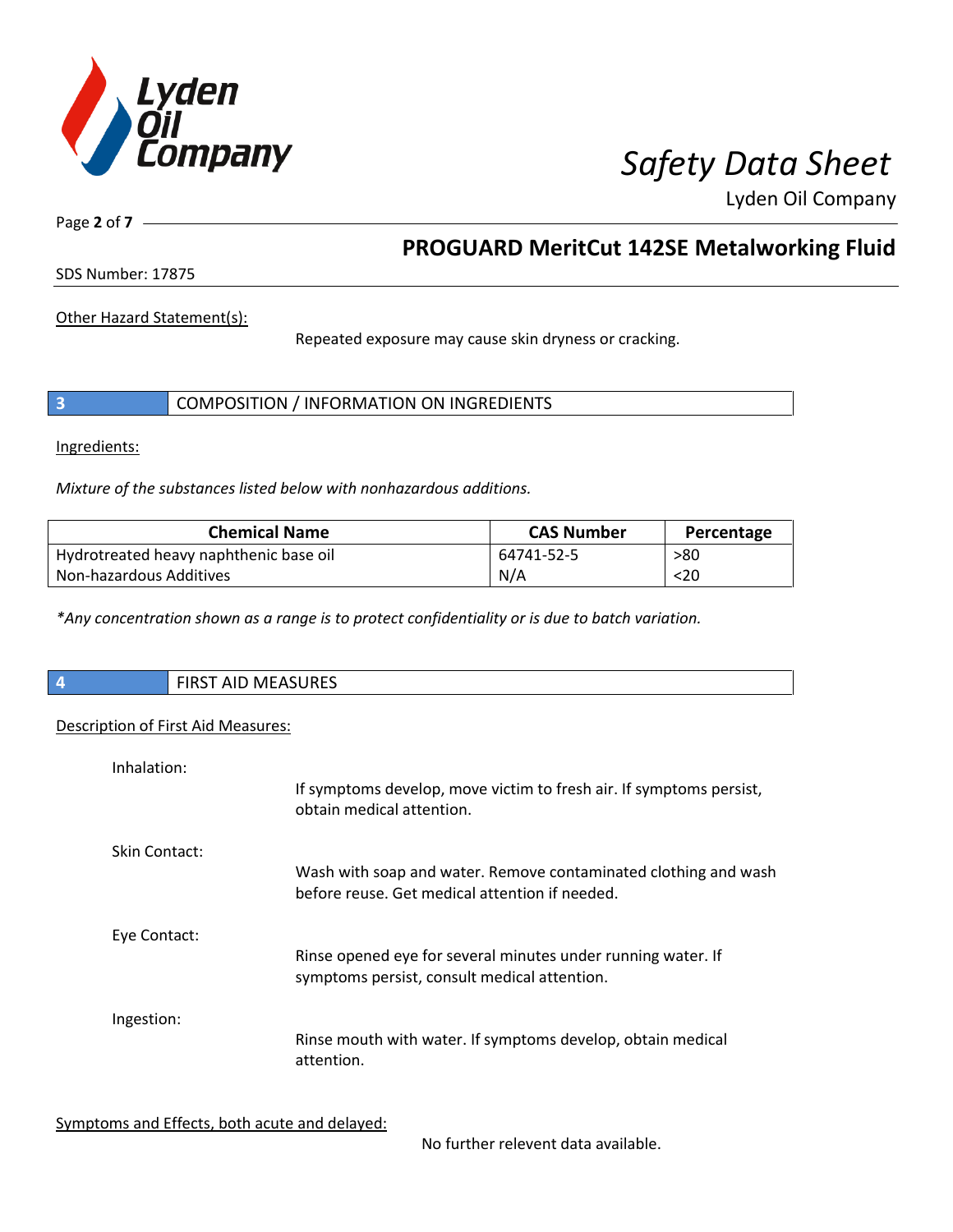Other Hazard Statement(s):

Repeated exposure may cause skin dryness or cracking.

## 3 COMPOSITION / INFORMATION ON INGREDIENTS

Ingredients:

*Mixture of the substances listed below with nonhazardous additions.*

| Chemical Name | CAS Number | Percentage |
|---|---|---|
| Hydrotreated heavy naphthenic base oil | 64741-52-5 | >80 |
| Non-hazardous Additives | N/A | <20 |

*\*Any concentration shown as a range is to protect confidentiality or is due to batch variation.*

## 4 FIRST AID MEASURES

Description of First Aid Measures:

Inhalation:

If symptoms develop, move victim to fresh air. If symptoms persist, obtain medical attention.

Skin Contact:

Wash with soap and water. Remove contaminated clothing and wash before reuse. Get medical attention if needed.

Eye Contact:

Rinse opened eye for several minutes under running water. If symptoms persist, consult medical attention.

Ingestion:

Rinse mouth with water. If symptoms develop, obtain medical attention.

Symptoms and Effects, both acute and delayed:

No further relevent data available.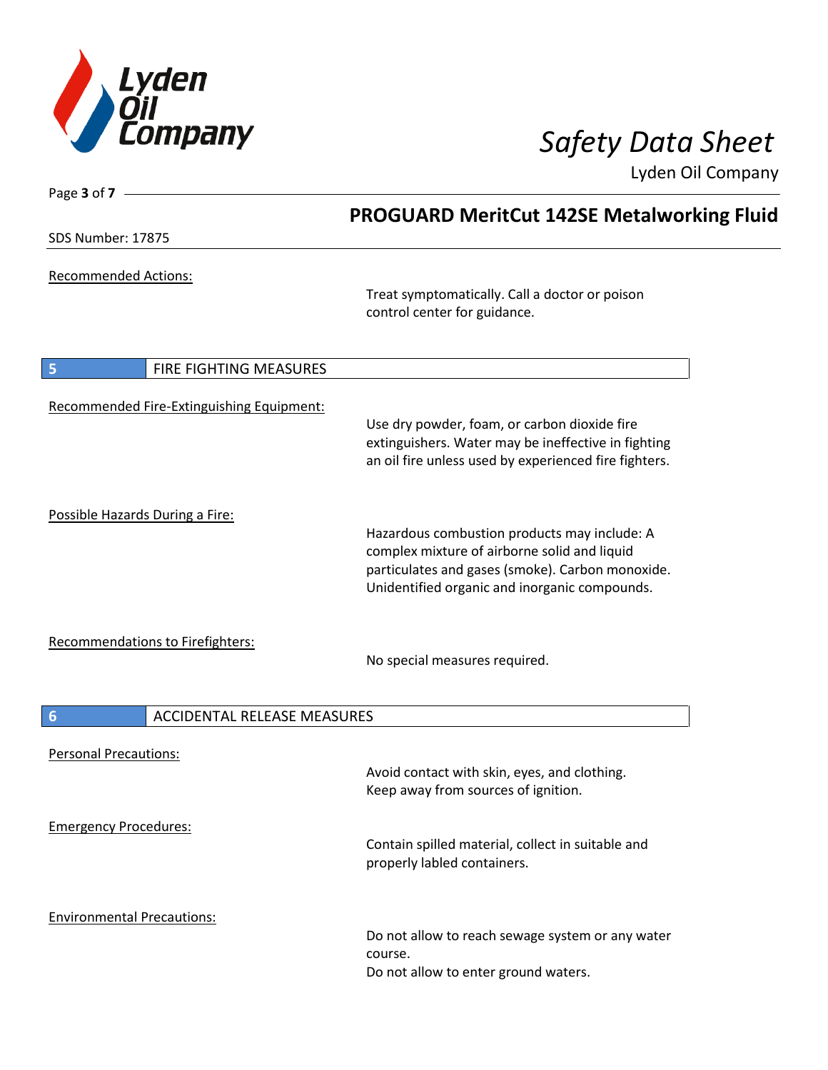Recommended Actions:

Treat symptomatically. Call a doctor or poison control center for guidance.

## 5 FIRE FIGHTING MEASURES

Recommended Fire-Extinguishing Equipment:

Use dry powder, foam, or carbon dioxide fire extinguishers. Water may be ineffective in fighting an oil fire unless used by experienced fire fighters.

Possible Hazards During a Fire:

Hazardous combustion products may include: A complex mixture of airborne solid and liquid particulates and gases (smoke). Carbon monoxide. Unidentified organic and inorganic compounds.

Recommendations to Firefighters:

No special measures required.

## 6 ACCIDENTAL RELEASE MEASURES

Personal Precautions:

Avoid contact with skin, eyes, and clothing.
Keep away from sources of ignition.

Emergency Procedures:

Contain spilled material, collect in suitable and properly labled containers.

Environmental Precautions:

Do not allow to reach sewage system or any water course.
Do not allow to enter ground waters.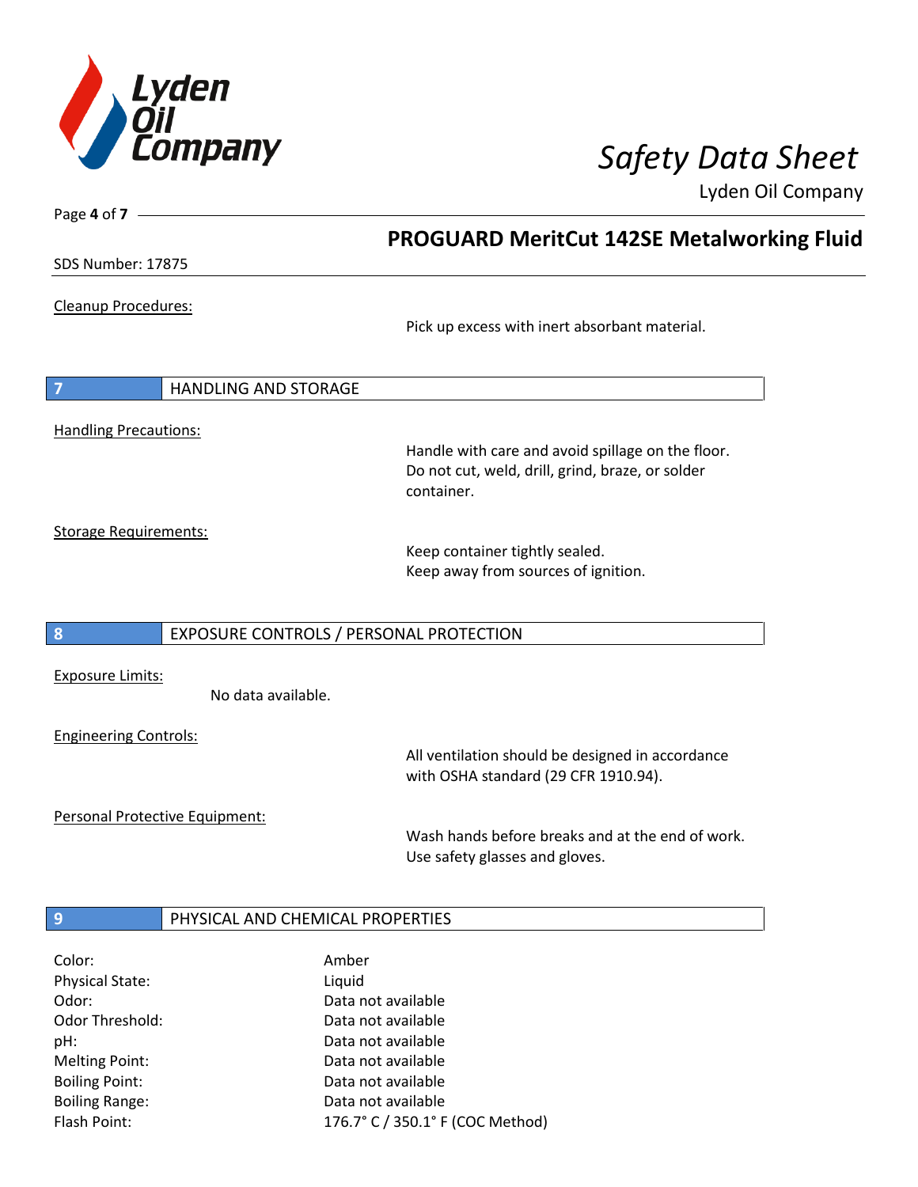## PROGUARD MeritCut 142SE Metalworking Fluid

SDS Number: 17875

Cleanup Procedures:

Pick up excess with inert absorbant material.

## 7 HANDLING AND STORAGE

Handling Precautions:

Handle with care and avoid spillage on the floor.
Do not cut, weld, drill, grind, braze, or solder container.

Storage Requirements:

Keep container tightly sealed.
Keep away from sources of ignition.

## 8 EXPOSURE CONTROLS / PERSONAL PROTECTION

Exposure Limits:

No data available.

Engineering Controls:

All ventilation should be designed in accordance with OSHA standard (29 CFR 1910.94).

Personal Protective Equipment:

Wash hands before breaks and at the end of work.
Use safety glasses and gloves.

## 9 PHYSICAL AND CHEMICAL PROPERTIES

| | |
|---|---|
| Color: | Amber |
| Physical State: | Liquid |
| Odor: | Data not available |
| Odor Threshold: | Data not available |
| pH: | Data not available |
| Melting Point: | Data not available |
| Boiling Point: | Data not available |
| Boiling Range: | Data not available |
| Flash Point: | 176.7° C / 350.1° F (COC Method) |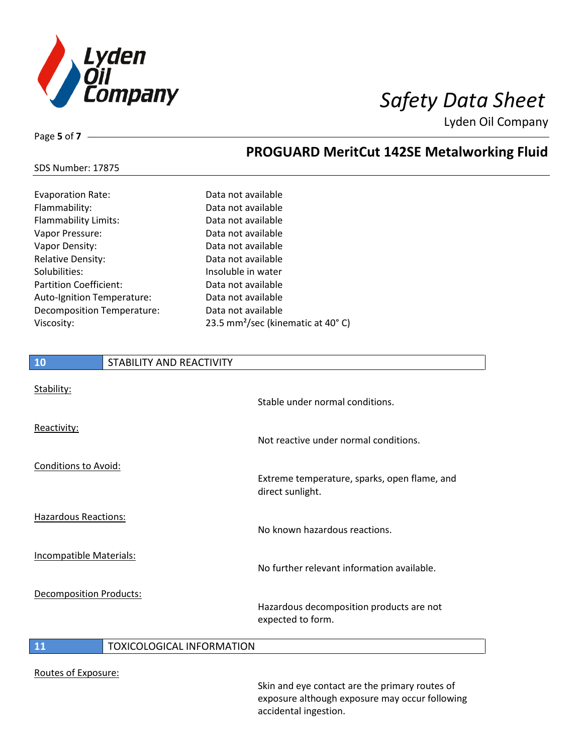| | |
|---|---|
| Evaporation Rate: | Data not available |
| Flammability: | Data not available |
| Flammability Limits: | Data not available |
| Vapor Pressure: | Data not available |
| Vapor Density: | Data not available |
| Relative Density: | Data not available |
| Solubilities: | Insoluble in water |
| Partition Coefficient: | Data not available |
| Auto-Ignition Temperature: | Data not available |
| Decomposition Temperature: | Data not available |
| Viscosity: | 23.5 $mm^2$/sec (kinematic at 40° C) |

## 10 STABILITY AND REACTIVITY

Stability:

Stable under normal conditions.

Reactivity:

Not reactive under normal conditions.

Conditions to Avoid:

Extreme temperature, sparks, open flame, and direct sunlight.

Hazardous Reactions:

No known hazardous reactions.

Incompatible Materials:

No further relevant information available.

Decomposition Products:

Hazardous decomposition products are not expected to form.

## 11 TOXICOLOGICAL INFORMATION

Routes of Exposure:

Skin and eye contact are the primary routes of exposure although exposure may occur following accidental ingestion.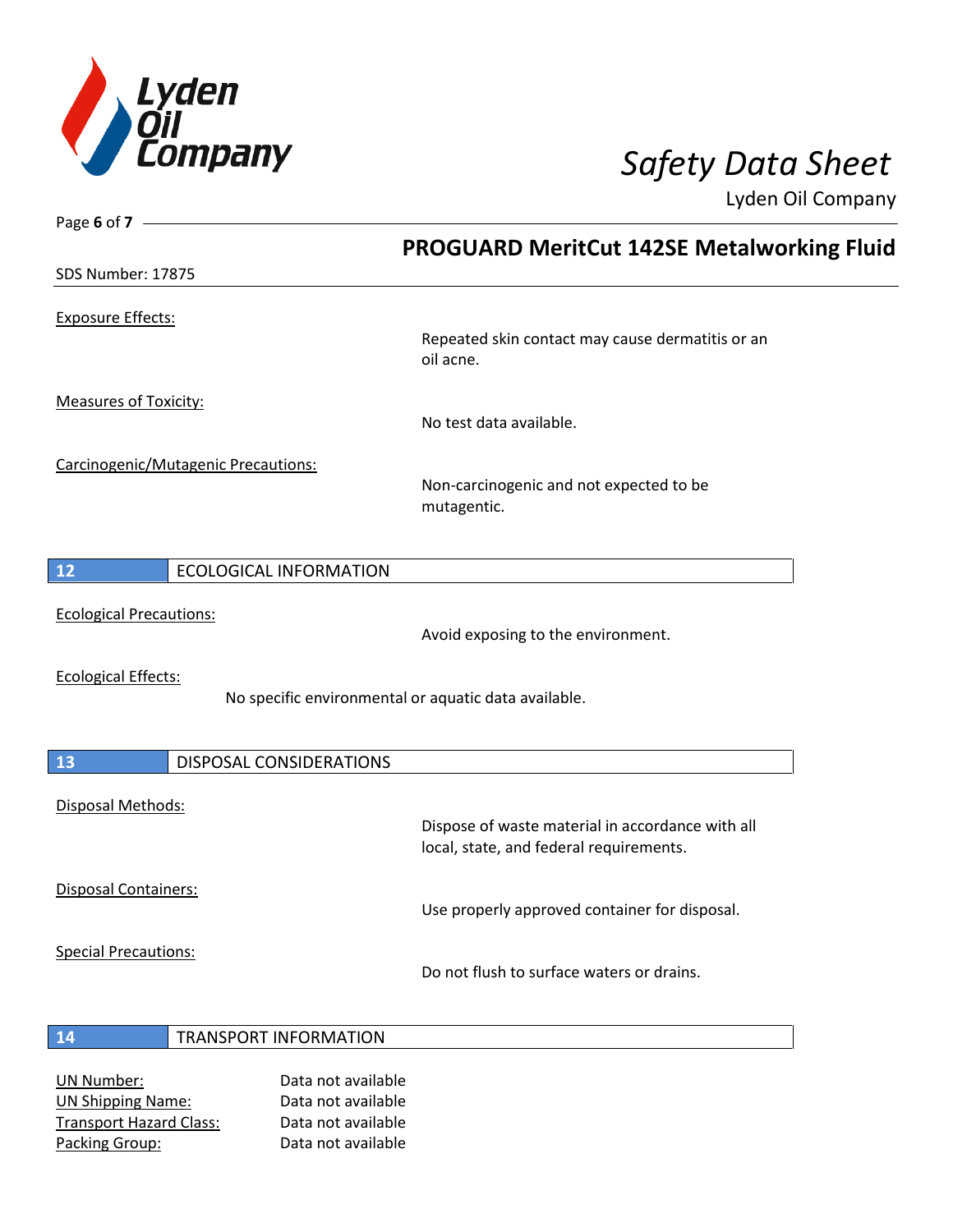Exposure Effects:

Repeated skin contact may cause dermatitis or an oil acne.

Measures of Toxicity:

No test data available.

Carcinogenic/Mutagenic Precautions:

Non-carcinogenic and not expected to be mutagentic.

## 12 ECOLOGICAL INFORMATION

Ecological Precautions:

Avoid exposing to the environment.

Ecological Effects:

No specific environmental or aquatic data available.

## 13 DISPOSAL CONSIDERATIONS

Disposal Methods:

Dispose of waste material in accordance with all local, state, and federal requirements.

Disposal Containers:

Use properly approved container for disposal.

Special Precautions:

Do not flush to surface waters or drains.

## 14 TRANSPORT INFORMATION

UN Number: Data not available
UN Shipping Name: Data not available
Transport Hazard Class: Data not available
Packing Group: Data not available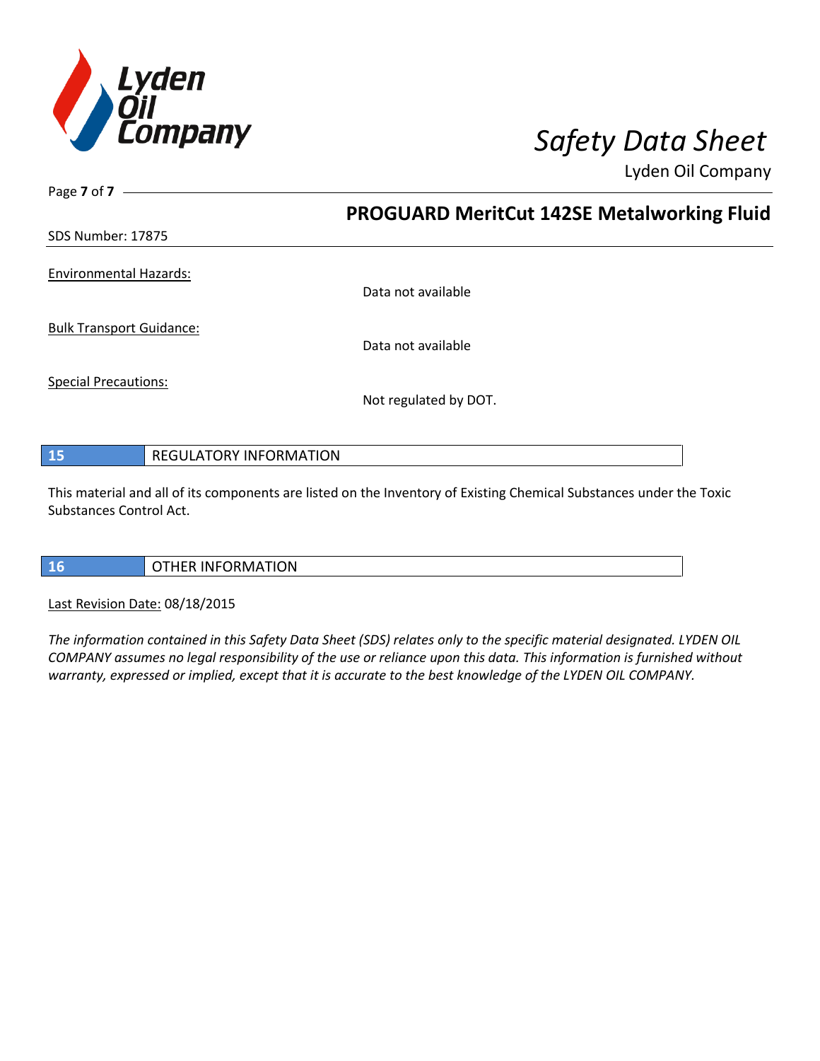Environmental Hazards:
Data not available

Bulk Transport Guidance:
Data not available

Special Precautions:
Not regulated by DOT.

## 15 REGULATORY INFORMATION

This material and all of its components are listed on the Inventory of Existing Chemical Substances under the Toxic Substances Control Act.

## 16 OTHER INFORMATION

Last Revision Date: 08/18/2015

*The information contained in this Safety Data Sheet (SDS) relates only to the specific material designated. LYDEN OIL COMPANY assumes no legal responsibility of the use or reliance upon this data. This information is furnished without warranty, expressed or implied, except that it is accurate to the best knowledge of the LYDEN OIL COMPANY.*